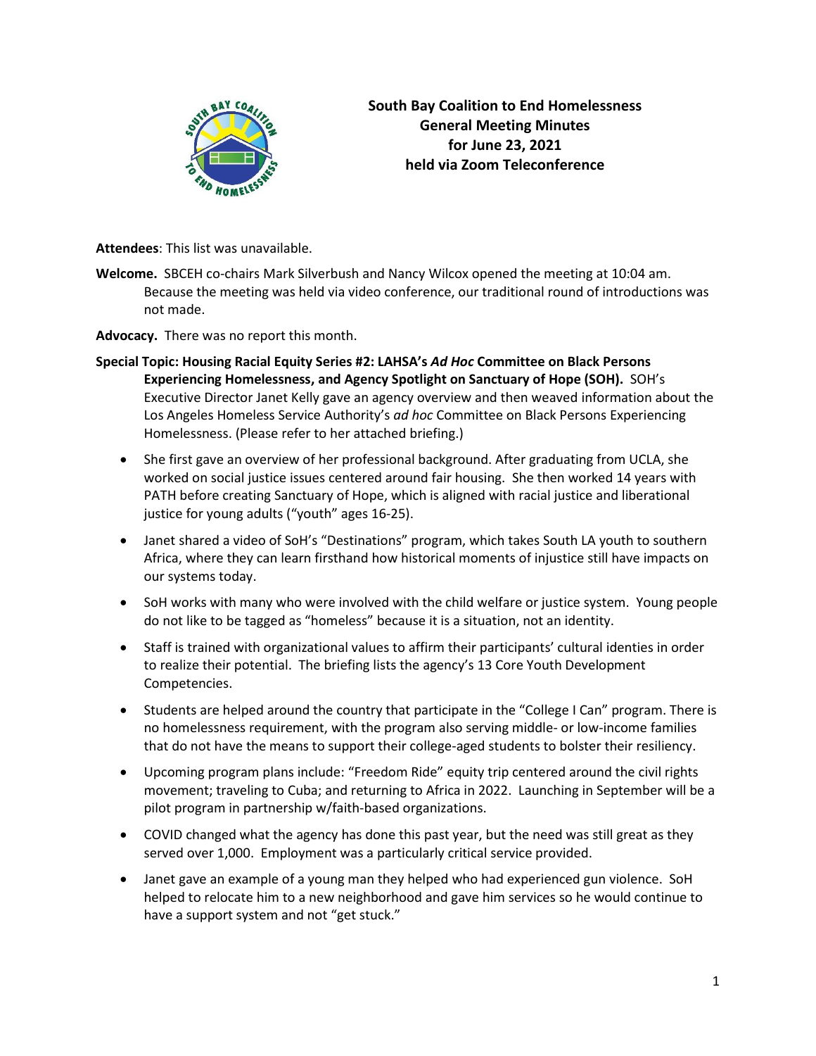**South Bay Coalition to End Homelessness**
**General Meeting Minutes**
**for June 23, 2021**
**held via Zoom Teleconference**

**Attendees**: This list was unavailable.

**Welcome.** SBCEH co-chairs Mark Silverbush and Nancy Wilcox opened the meeting at 10:04 am. Because the meeting was held via video conference, our traditional round of introductions was not made.

**Advocacy.** There was no report this month.

**Special Topic: Housing Racial Equity Series #2: LAHSA's *Ad Hoc* Committee on Black Persons Experiencing Homelessness, and Agency Spotlight on Sanctuary of Hope (SOH).** SOH's Executive Director Janet Kelly gave an agency overview and then weaved information about the Los Angeles Homeless Service Authority's *ad hoc* Committee on Black Persons Experiencing Homelessness. (Please refer to her attached briefing.)

- She first gave an overview of her professional background. After graduating from UCLA, she worked on social justice issues centered around fair housing. She then worked 14 years with PATH before creating Sanctuary of Hope, which is aligned with racial justice and liberational justice for young adults ("youth" ages 16-25).
- Janet shared a video of SoH's "Destinations" program, which takes South LA youth to southern Africa, where they can learn firsthand how historical moments of injustice still have impacts on our systems today.
- SoH works with many who were involved with the child welfare or justice system. Young people do not like to be tagged as "homeless" because it is a situation, not an identity.
- Staff is trained with organizational values to affirm their participants' cultural identies in order to realize their potential. The briefing lists the agency's 13 Core Youth Development Competencies.
- Students are helped around the country that participate in the "College I Can" program. There is no homelessness requirement, with the program also serving middle- or low-income families that do not have the means to support their college-aged students to bolster their resiliency.
- Upcoming program plans include: "Freedom Ride" equity trip centered around the civil rights movement; traveling to Cuba; and returning to Africa in 2022. Launching in September will be a pilot program in partnership w/faith-based organizations.
- COVID changed what the agency has done this past year, but the need was still great as they served over 1,000. Employment was a particularly critical service provided.
- Janet gave an example of a young man they helped who had experienced gun violence. SoH helped to relocate him to a new neighborhood and gave him services so he would continue to have a support system and not "get stuck."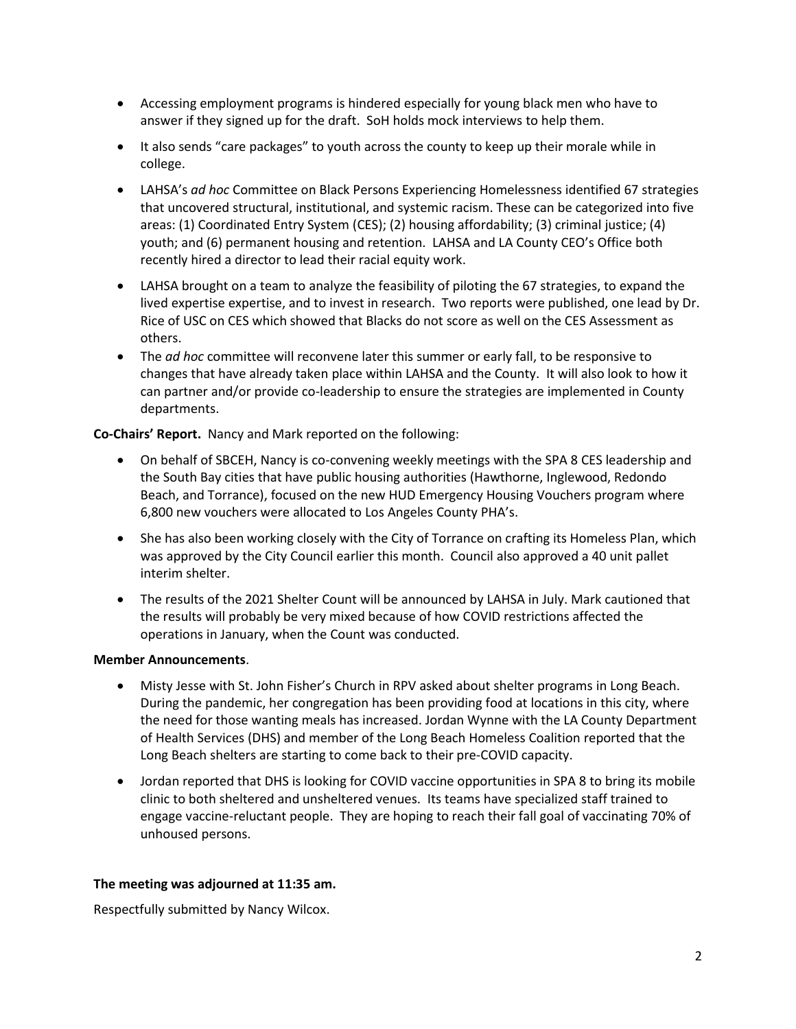- Accessing employment programs is hindered especially for young black men who have to answer if they signed up for the draft. SoH holds mock interviews to help them.
- It also sends "care packages" to youth across the county to keep up their morale while in college.
- LAHSA's *ad hoc* Committee on Black Persons Experiencing Homelessness identified 67 strategies that uncovered structural, institutional, and systemic racism. These can be categorized into five areas: (1) Coordinated Entry System (CES); (2) housing affordability; (3) criminal justice; (4) youth; and (6) permanent housing and retention. LAHSA and LA County CEO's Office both recently hired a director to lead their racial equity work.
- LAHSA brought on a team to analyze the feasibility of piloting the 67 strategies, to expand the lived expertise expertise, and to invest in research. Two reports were published, one lead by Dr. Rice of USC on CES which showed that Blacks do not score as well on the CES Assessment as others.
- The *ad hoc* committee will reconvene later this summer or early fall, to be responsive to changes that have already taken place within LAHSA and the County. It will also look to how it can partner and/or provide co-leadership to ensure the strategies are implemented in County departments.

**Co-Chairs' Report.** Nancy and Mark reported on the following:

- On behalf of SBCEH, Nancy is co-convening weekly meetings with the SPA 8 CES leadership and the South Bay cities that have public housing authorities (Hawthorne, Inglewood, Redondo Beach, and Torrance), focused on the new HUD Emergency Housing Vouchers program where 6,800 new vouchers were allocated to Los Angeles County PHA's.
- She has also been working closely with the City of Torrance on crafting its Homeless Plan, which was approved by the City Council earlier this month. Council also approved a 40 unit pallet interim shelter.
- The results of the 2021 Shelter Count will be announced by LAHSA in July. Mark cautioned that the results will probably be very mixed because of how COVID restrictions affected the operations in January, when the Count was conducted.

**Member Announcements**.

- Misty Jesse with St. John Fisher's Church in RPV asked about shelter programs in Long Beach. During the pandemic, her congregation has been providing food at locations in this city, where the need for those wanting meals has increased. Jordan Wynne with the LA County Department of Health Services (DHS) and member of the Long Beach Homeless Coalition reported that the Long Beach shelters are starting to come back to their pre-COVID capacity.
- Jordan reported that DHS is looking for COVID vaccine opportunities in SPA 8 to bring its mobile clinic to both sheltered and unsheltered venues. Its teams have specialized staff trained to engage vaccine-reluctant people. They are hoping to reach their fall goal of vaccinating 70% of unhoused persons.

**The meeting was adjourned at 11:35 am.**

Respectfully submitted by Nancy Wilcox.